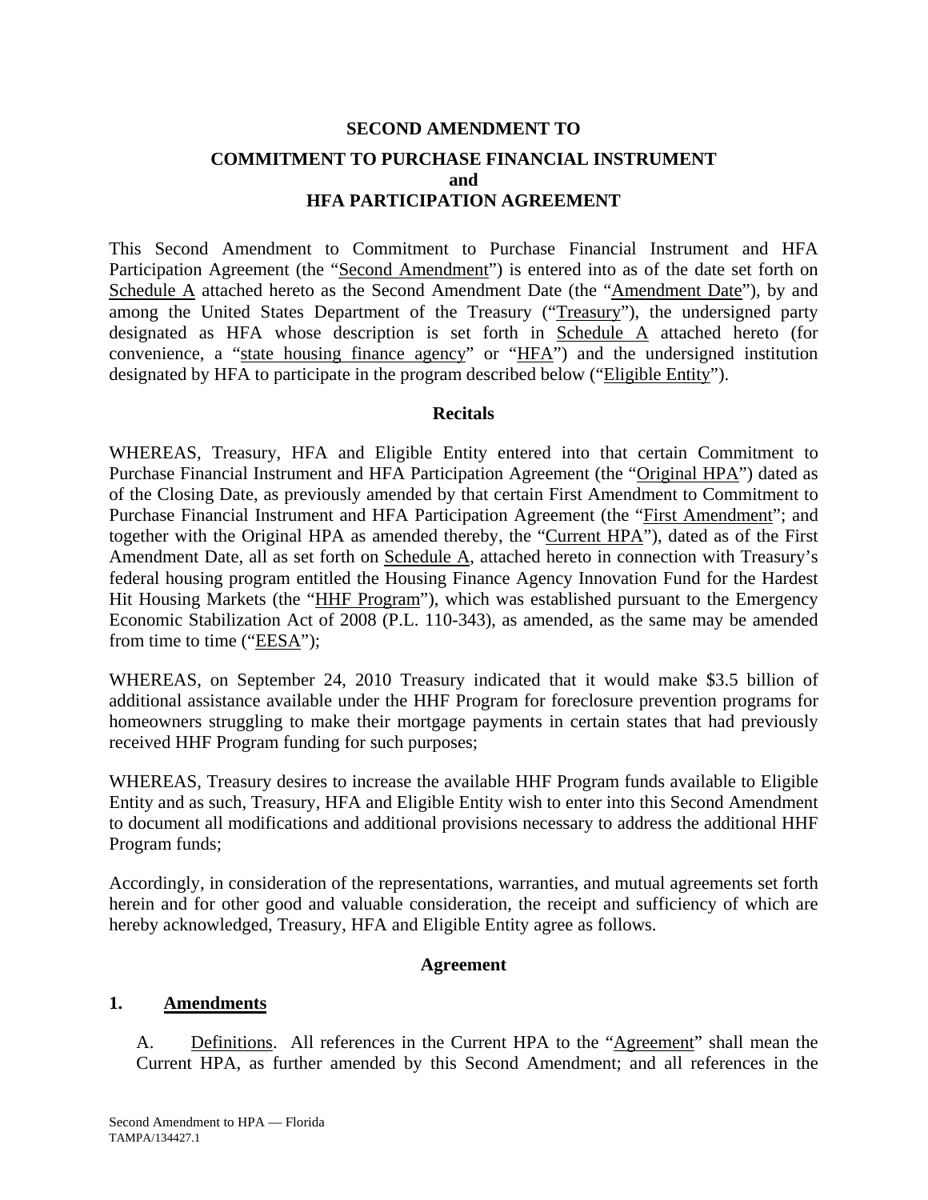**SECOND AMENDMENT TO**

**COMMITMENT TO PURCHASE FINANCIAL INSTRUMENT**
**and**
**HFA PARTICIPATION AGREEMENT**

This Second Amendment to Commitment to Purchase Financial Instrument and HFA Participation Agreement (the "Second Amendment") is entered into as of the date set forth on Schedule A attached hereto as the Second Amendment Date (the "Amendment Date"), by and among the United States Department of the Treasury ("Treasury"), the undersigned party designated as HFA whose description is set forth in Schedule A attached hereto (for convenience, a "state housing finance agency" or "HFA") and the undersigned institution designated by HFA to participate in the program described below ("Eligible Entity").

**Recitals**

WHEREAS, Treasury, HFA and Eligible Entity entered into that certain Commitment to Purchase Financial Instrument and HFA Participation Agreement (the "Original HPA") dated as of the Closing Date, as previously amended by that certain First Amendment to Commitment to Purchase Financial Instrument and HFA Participation Agreement (the "First Amendment"; and together with the Original HPA as amended thereby, the "Current HPA"), dated as of the First Amendment Date, all as set forth on Schedule A, attached hereto in connection with Treasury's federal housing program entitled the Housing Finance Agency Innovation Fund for the Hardest Hit Housing Markets (the "HHF Program"), which was established pursuant to the Emergency Economic Stabilization Act of 2008 (P.L. 110-343), as amended, as the same may be amended from time to time ("EESA");

WHEREAS, on September 24, 2010 Treasury indicated that it would make $3.5 billion of additional assistance available under the HHF Program for foreclosure prevention programs for homeowners struggling to make their mortgage payments in certain states that had previously received HHF Program funding for such purposes;

WHEREAS, Treasury desires to increase the available HHF Program funds available to Eligible Entity and as such, Treasury, HFA and Eligible Entity wish to enter into this Second Amendment to document all modifications and additional provisions necessary to address the additional HHF Program funds;

Accordingly, in consideration of the representations, warranties, and mutual agreements set forth herein and for other good and valuable consideration, the receipt and sufficiency of which are hereby acknowledged, Treasury, HFA and Eligible Entity agree as follows.

**Agreement**

**1. Amendments**

A. Definitions. All references in the Current HPA to the "Agreement" shall mean the Current HPA, as further amended by this Second Amendment; and all references in the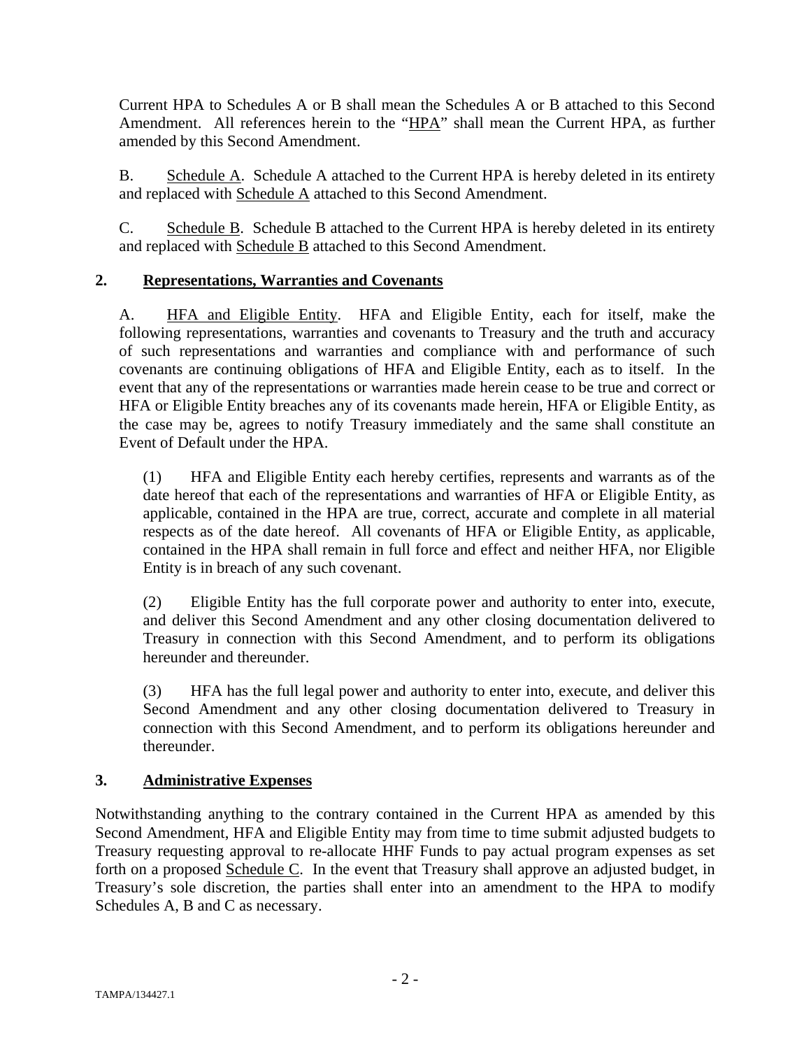Current HPA to Schedules A or B shall mean the Schedules A or B attached to this Second Amendment. All references herein to the "HPA" shall mean the Current HPA, as further amended by this Second Amendment.

B. Schedule A. Schedule A attached to the Current HPA is hereby deleted in its entirety and replaced with Schedule A attached to this Second Amendment.

C. Schedule B. Schedule B attached to the Current HPA is hereby deleted in its entirety and replaced with Schedule B attached to this Second Amendment.

## 2. Representations, Warranties and Covenants

A. HFA and Eligible Entity. HFA and Eligible Entity, each for itself, make the following representations, warranties and covenants to Treasury and the truth and accuracy of such representations and warranties and compliance with and performance of such covenants are continuing obligations of HFA and Eligible Entity, each as to itself. In the event that any of the representations or warranties made herein cease to be true and correct or HFA or Eligible Entity breaches any of its covenants made herein, HFA or Eligible Entity, as the case may be, agrees to notify Treasury immediately and the same shall constitute an Event of Default under the HPA.

(1) HFA and Eligible Entity each hereby certifies, represents and warrants as of the date hereof that each of the representations and warranties of HFA or Eligible Entity, as applicable, contained in the HPA are true, correct, accurate and complete in all material respects as of the date hereof. All covenants of HFA or Eligible Entity, as applicable, contained in the HPA shall remain in full force and effect and neither HFA, nor Eligible Entity is in breach of any such covenant.

(2) Eligible Entity has the full corporate power and authority to enter into, execute, and deliver this Second Amendment and any other closing documentation delivered to Treasury in connection with this Second Amendment, and to perform its obligations hereunder and thereunder.

(3) HFA has the full legal power and authority to enter into, execute, and deliver this Second Amendment and any other closing documentation delivered to Treasury in connection with this Second Amendment, and to perform its obligations hereunder and thereunder.

## 3. Administrative Expenses

Notwithstanding anything to the contrary contained in the Current HPA as amended by this Second Amendment, HFA and Eligible Entity may from time to time submit adjusted budgets to Treasury requesting approval to re-allocate HHF Funds to pay actual program expenses as set forth on a proposed Schedule C. In the event that Treasury shall approve an adjusted budget, in Treasury's sole discretion, the parties shall enter into an amendment to the HPA to modify Schedules A, B and C as necessary.

TAMPA/134427.1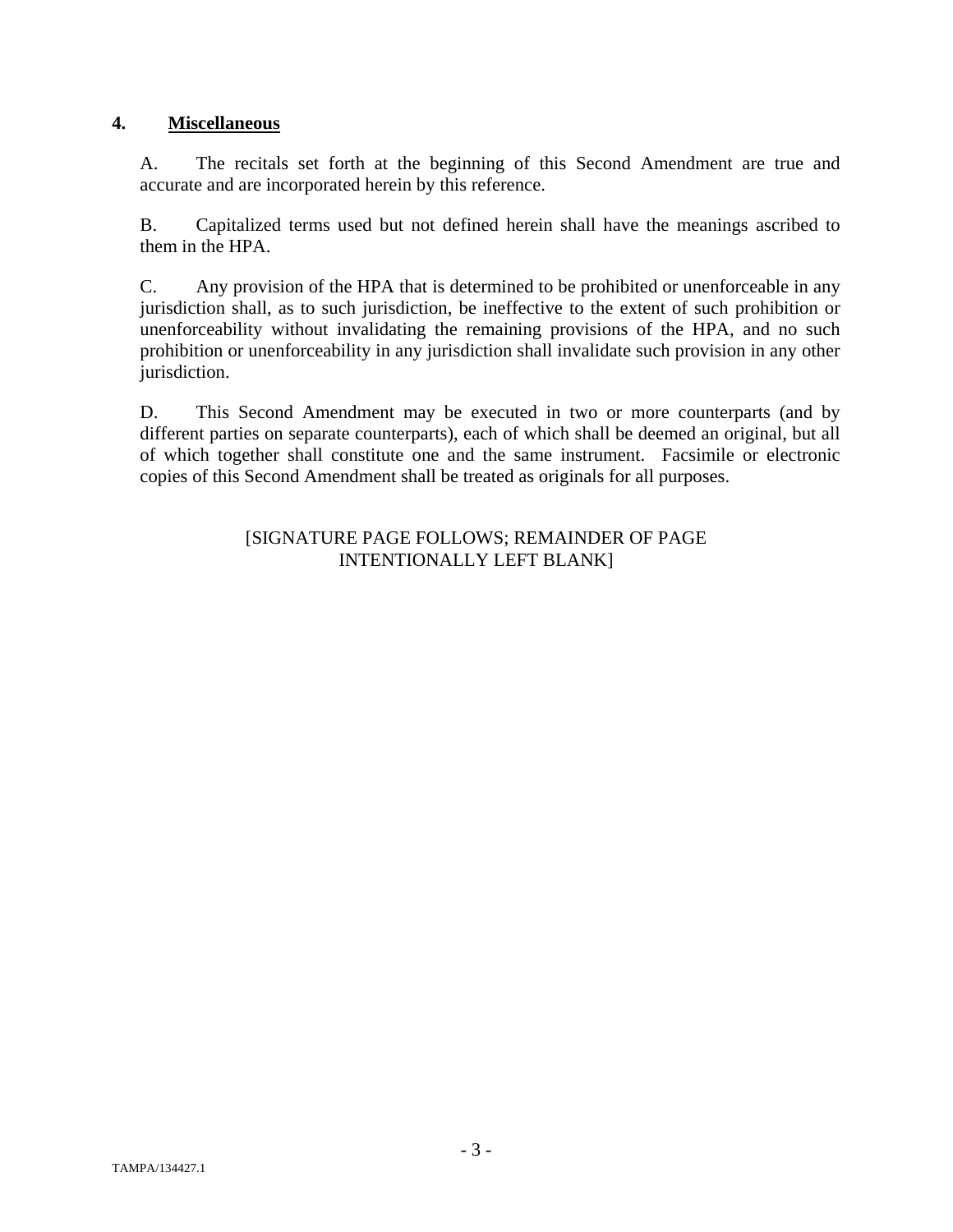## 4. **Miscellaneous**

A. The recitals set forth at the beginning of this Second Amendment are true and accurate and are incorporated herein by this reference.

B. Capitalized terms used but not defined herein shall have the meanings ascribed to them in the HPA.

C. Any provision of the HPA that is determined to be prohibited or unenforceable in any jurisdiction shall, as to such jurisdiction, be ineffective to the extent of such prohibition or unenforceability without invalidating the remaining provisions of the HPA, and no such prohibition or unenforceability in any jurisdiction shall invalidate such provision in any other jurisdiction.

D. This Second Amendment may be executed in two or more counterparts (and by different parties on separate counterparts), each of which shall be deemed an original, but all of which together shall constitute one and the same instrument. Facsimile or electronic copies of this Second Amendment shall be treated as originals for all purposes.

[SIGNATURE PAGE FOLLOWS; REMAINDER OF PAGE INTENTIONALLY LEFT BLANK]

TAMPA/134427.1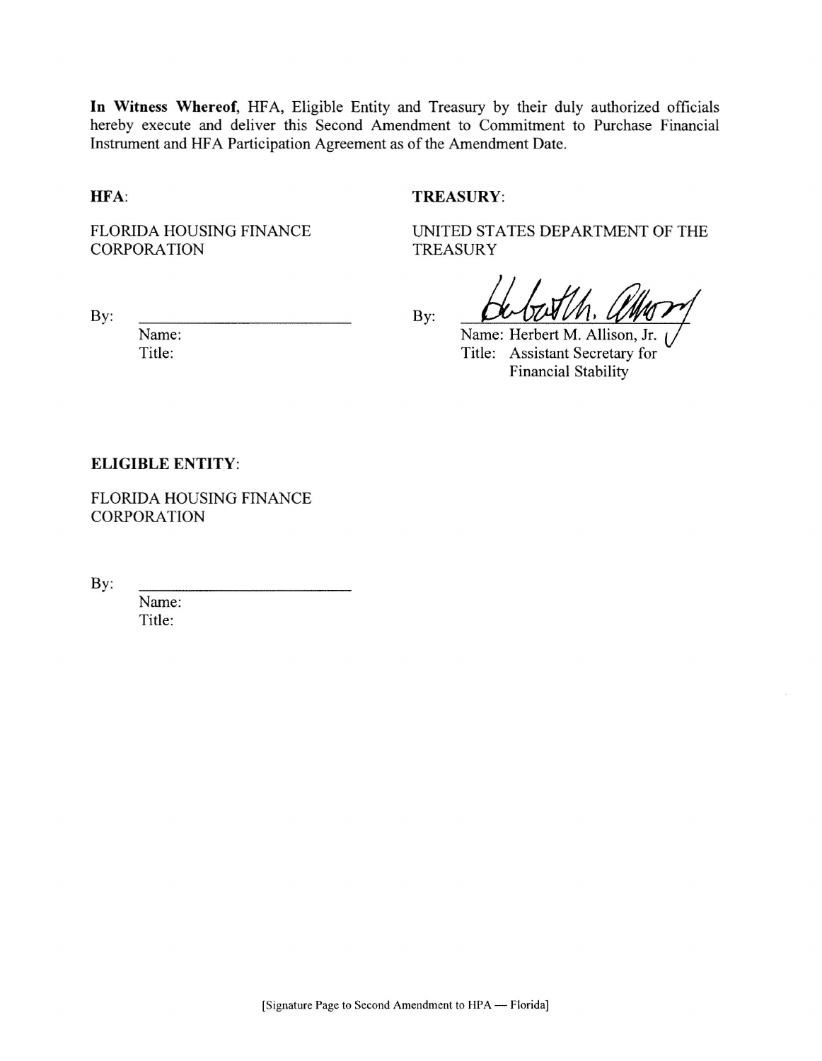**In Witness Whereof**, HFA, Eligible Entity and Treasury by their duly authorized officials hereby execute and deliver this Second Amendment to Commitment to Purchase Financial Instrument and HFA Participation Agreement as of the Amendment Date.

**HFA**:

FLORIDA HOUSING FINANCE CORPORATION

By: \_\_\_\_\_\_\_\_\_\_\_\_\_\_\_\_\_\_\_\_\_\_\_\_

Name:

Title:

**TREASURY**:

UNITED STATES DEPARTMENT OF THE TREASURY

By: \_\_\_\_\_\_\_\_\_\_\_\_\_\_\_\_\_\_\_\_\_\_\_\_

Name: Herbert M. Allison, Jr.

Title: Assistant Secretary for Financial Stability

**ELIGIBLE ENTITY**:

FLORIDA HOUSING FINANCE CORPORATION

By: \_\_\_\_\_\_\_\_\_\_\_\_\_\_\_\_\_\_\_\_\_\_\_\_

Name:

Title:

[Signature Page to Second Amendment to HPA — Florida]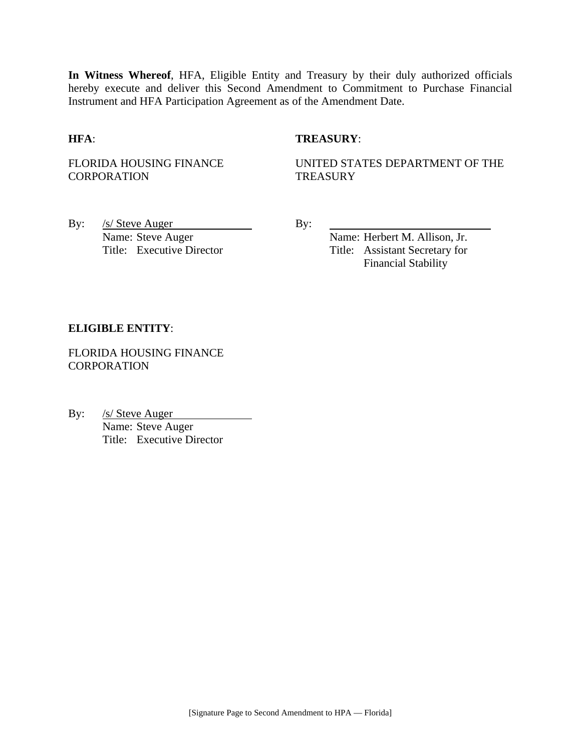**In Witness Whereof**, HFA, Eligible Entity and Treasury by their duly authorized officials hereby execute and deliver this Second Amendment to Commitment to Purchase Financial Instrument and HFA Participation Agreement as of the Amendment Date.

**HFA**:

FLORIDA HOUSING FINANCE CORPORATION

By: /s/ Steve Auger
Name: Steve Auger
Title: Executive Director

**TREASURY**:

UNITED STATES DEPARTMENT OF THE TREASURY

By: \_\_\_\_\_\_\_\_\_\_\_\_\_\_\_\_\_\_\_\_\_\_\_\_
Name: Herbert M. Allison, Jr.
Title: Assistant Secretary for Financial Stability

**ELIGIBLE ENTITY**:

FLORIDA HOUSING FINANCE CORPORATION

By: /s/ Steve Auger
Name: Steve Auger
Title: Executive Director

[Signature Page to Second Amendment to HPA — Florida]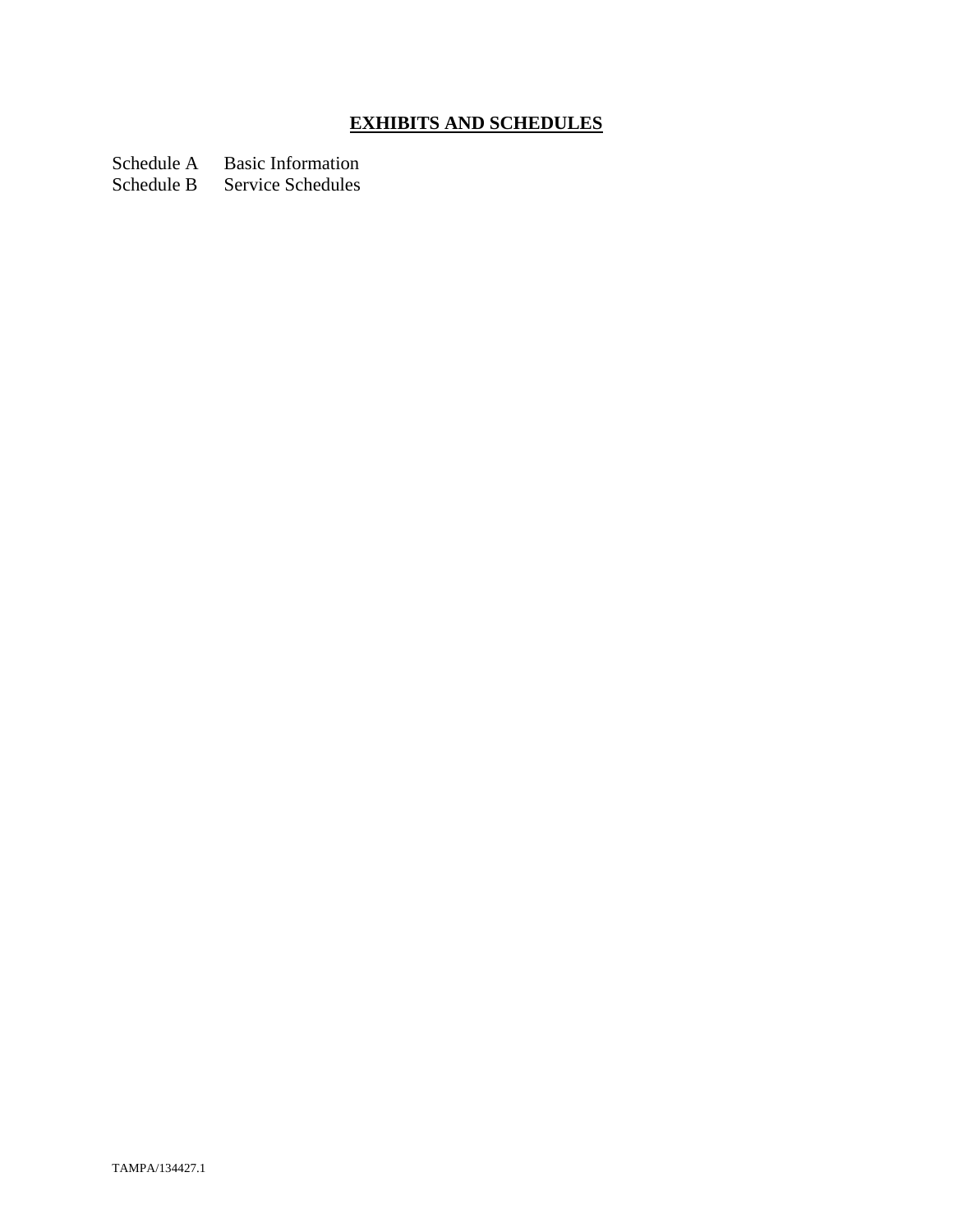# **EXHIBITS AND SCHEDULES**

Schedule A Basic Information
Schedule B Service Schedules

TAMPA/134427.1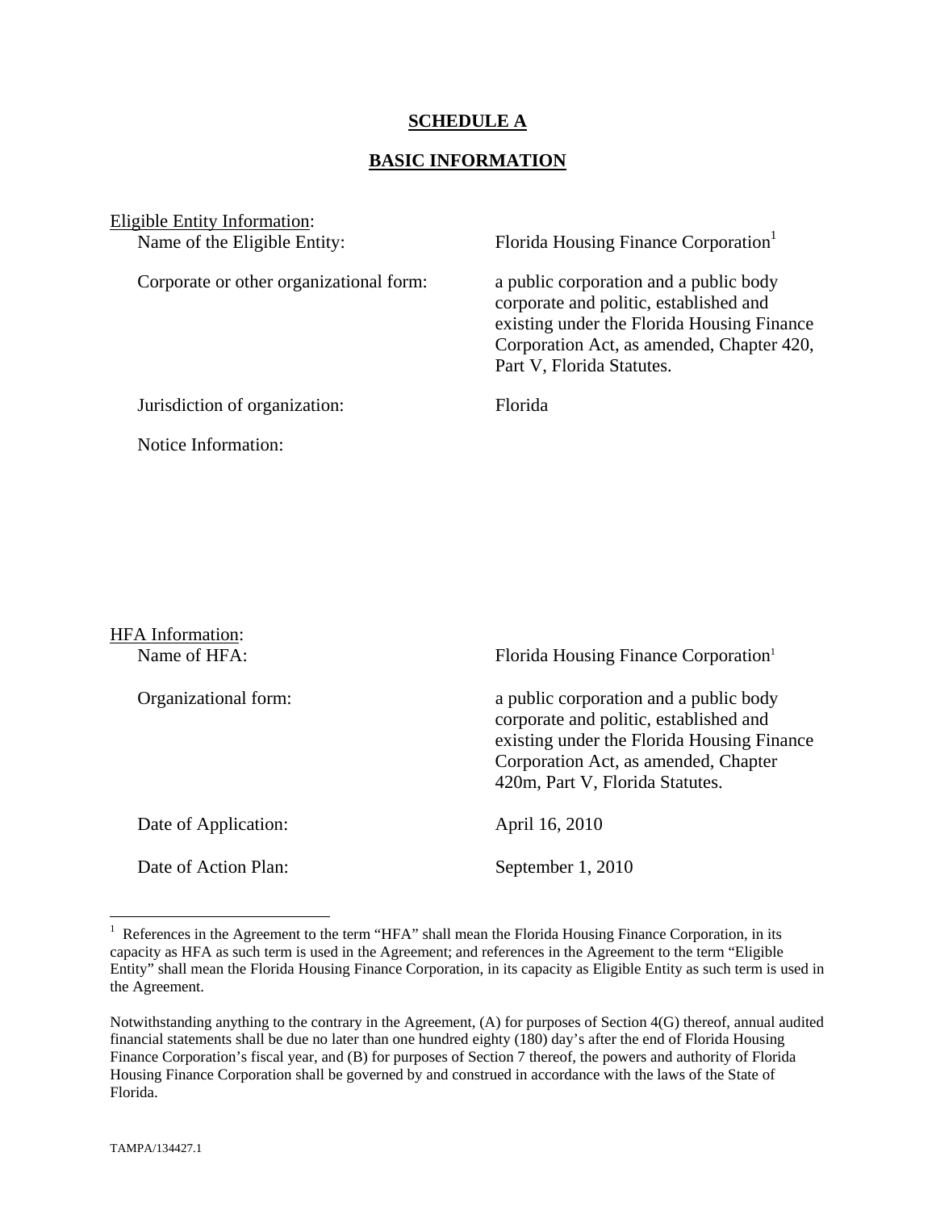# SCHEDULE A

## BASIC INFORMATION

Eligible Entity Information:

| | |
|---|---|
| Name of the Eligible Entity: | Florida Housing Finance Corporation[1] |
| Corporate or other organizational form: | a public corporation and a public body corporate and politic, established and existing under the Florida Housing Finance Corporation Act, as amended, Chapter 420, Part V, Florida Statutes. |
| Jurisdiction of organization: | Florida |
| Notice Information: | |

HFA Information:

| | |
|---|---|
| Name of HFA: | Florida Housing Finance Corporation[1] |
| Organizational form: | a public corporation and a public body corporate and politic, established and existing under the Florida Housing Finance Corporation Act, as amended, Chapter 420m, Part V, Florida Statutes. |
| Date of Application: | April 16, 2010 |
| Date of Action Plan: | September 1, 2010 |

---

[1] References in the Agreement to the term "HFA" shall mean the Florida Housing Finance Corporation, in its capacity as HFA as such term is used in the Agreement; and references in the Agreement to the term "Eligible Entity" shall mean the Florida Housing Finance Corporation, in its capacity as Eligible Entity as such term is used in the Agreement.

Notwithstanding anything to the contrary in the Agreement, (A) for purposes of Section 4(G) thereof, annual audited financial statements shall be due no later than one hundred eighty (180) day's after the end of Florida Housing Finance Corporation's fiscal year, and (B) for purposes of Section 7 thereof, the powers and authority of Florida Housing Finance Corporation shall be governed by and construed in accordance with the laws of the State of Florida.

TAMPA/134427.1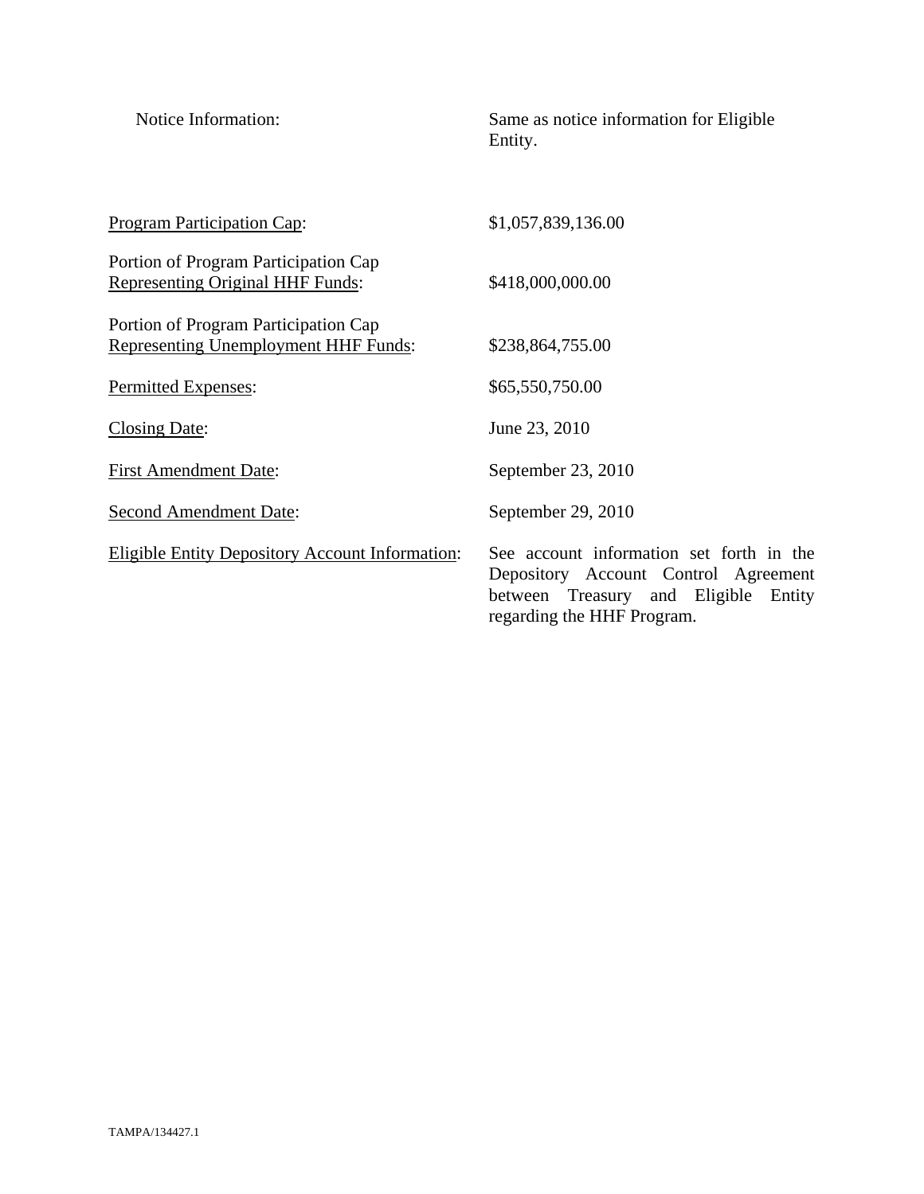| | |
|---|---|
| Notice Information: | Same as notice information for Eligible Entity. |
| Program Participation Cap: | $1,057,839,136.00 |
| Portion of Program Participation Cap Representing Original HHF Funds: | $418,000,000.00 |
| Portion of Program Participation Cap Representing Unemployment HHF Funds: | $238,864,755.00 |
| Permitted Expenses: | $65,550,750.00 |
| Closing Date: | June 23, 2010 |
| First Amendment Date: | September 23, 2010 |
| Second Amendment Date: | September 29, 2010 |
| Eligible Entity Depository Account Information: | See account information set forth in the Depository Account Control Agreement between Treasury and Eligible Entity regarding the HHF Program. |

TAMPA/134427.1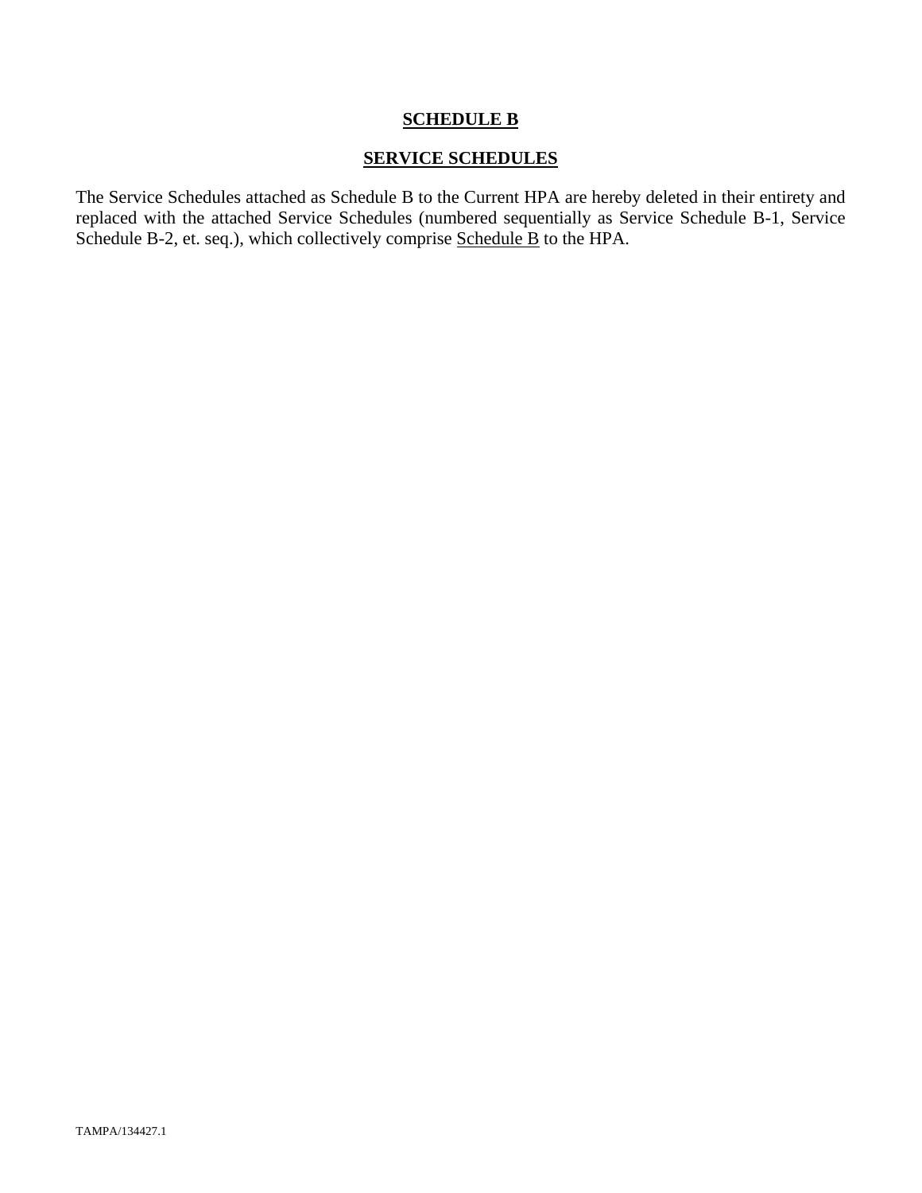# SCHEDULE B

## SERVICE SCHEDULES

The Service Schedules attached as Schedule B to the Current HPA are hereby deleted in their entirety and replaced with the attached Service Schedules (numbered sequentially as Service Schedule B-1, Service Schedule B-2, et. seq.), which collectively comprise Schedule B to the HPA.

TAMPA/134427.1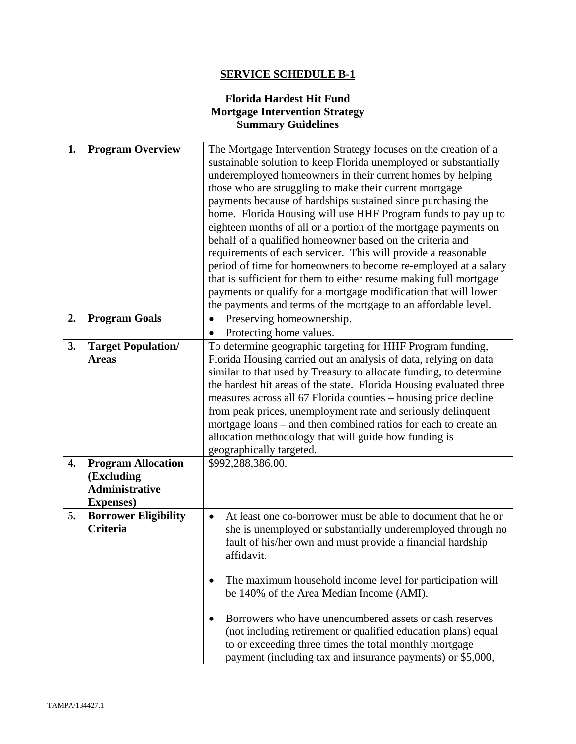# SERVICE SCHEDULE B-1

## Florida Hardest Hit Fund
## Mortgage Intervention Strategy
## Summary Guidelines

| | |
|---|---|
| **1. Program Overview** | The Mortgage Intervention Strategy focuses on the creation of a sustainable solution to keep Florida unemployed or substantially underemployed homeowners in their current homes by helping those who are struggling to make their current mortgage payments because of hardships sustained since purchasing the home. Florida Housing will use HHF Program funds to pay up to eighteen months of all or a portion of the mortgage payments on behalf of a qualified homeowner based on the criteria and requirements of each servicer. This will provide a reasonable period of time for homeowners to become re-employed at a salary that is sufficient for them to either resume making full mortgage payments or qualify for a mortgage modification that will lower the payments and terms of the mortgage to an affordable level. |
| **2. Program Goals** | • Preserving homeownership.<br>• Protecting home values. |
| **3. Target Population/ Areas** | To determine geographic targeting for HHF Program funding, Florida Housing carried out an analysis of data, relying on data similar to that used by Treasury to allocate funding, to determine the hardest hit areas of the state. Florida Housing evaluated three measures across all 67 Florida counties – housing price decline from peak prices, unemployment rate and seriously delinquent mortgage loans – and then combined ratios for each to create an allocation methodology that will guide how funding is geographically targeted. |
| **4. Program Allocation (Excluding Administrative Expenses)** | $992,288,386.00. |
| **5. Borrower Eligibility Criteria** | • At least one co-borrower must be able to document that he or she is unemployed or substantially underemployed through no fault of his/her own and must provide a financial hardship affidavit.<br><br>• The maximum household income level for participation will be 140% of the Area Median Income (AMI).<br><br>• Borrowers who have unencumbered assets or cash reserves (not including retirement or qualified education plans) equal to or exceeding three times the total monthly mortgage payment (including tax and insurance payments) or $5,000, |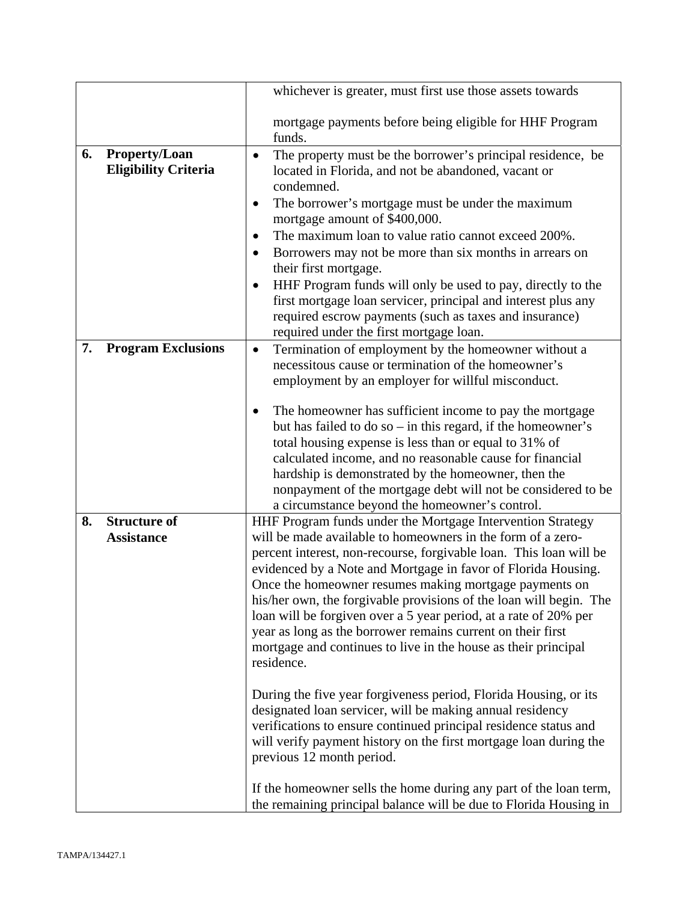| | | |
|---|---|---|
| | | whichever is greater, must first use those assets towards mortgage payments before being eligible for HHF Program funds. |
| 6. | **Property/Loan Eligibility Criteria** | • The property must be the borrower's principal residence, be located in Florida, and not be abandoned, vacant or condemned.<br>• The borrower's mortgage must be under the maximum mortgage amount of $400,000.<br>• The maximum loan to value ratio cannot exceed 200%.<br>• Borrowers may not be more than six months in arrears on their first mortgage.<br>• HHF Program funds will only be used to pay, directly to the first mortgage loan servicer, principal and interest plus any required escrow payments (such as taxes and insurance) required under the first mortgage loan. |
| 7. | **Program Exclusions** | • Termination of employment by the homeowner without a necessitous cause or termination of the homeowner's employment by an employer for willful misconduct.<br><br>• The homeowner has sufficient income to pay the mortgage but has failed to do so – in this regard, if the homeowner's total housing expense is less than or equal to 31% of calculated income, and no reasonable cause for financial hardship is demonstrated by the homeowner, then the nonpayment of the mortgage debt will not be considered to be a circumstance beyond the homeowner's control. |
| 8. | **Structure of Assistance** | HHF Program funds under the Mortgage Intervention Strategy will be made available to homeowners in the form of a zero-percent interest, non-recourse, forgivable loan. This loan will be evidenced by a Note and Mortgage in favor of Florida Housing. Once the homeowner resumes making mortgage payments on his/her own, the forgivable provisions of the loan will begin. The loan will be forgiven over a 5 year period, at a rate of 20% per year as long as the borrower remains current on their first mortgage and continues to live in the house as their principal residence.<br><br>During the five year forgiveness period, Florida Housing, or its designated loan servicer, will be making annual residency verifications to ensure continued principal residence status and will verify payment history on the first mortgage loan during the previous 12 month period.<br><br>If the homeowner sells the home during any part of the loan term, the remaining principal balance will be due to Florida Housing in |

TAMPA/134427.1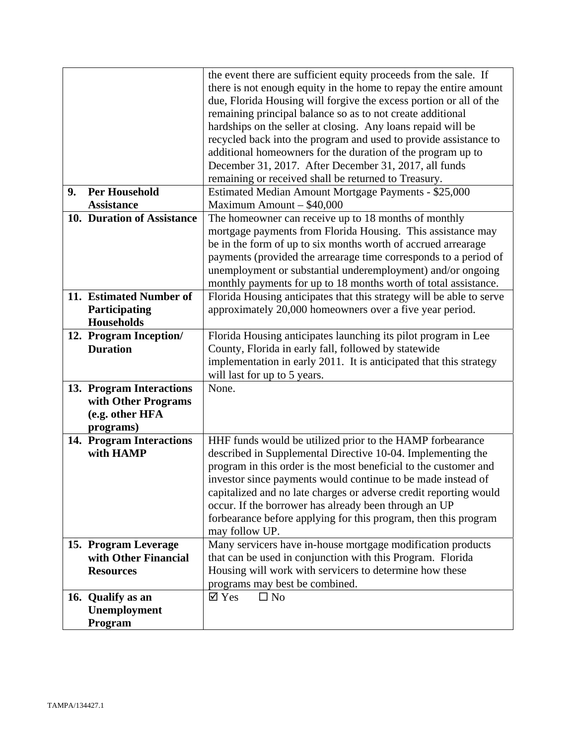| | |
|---|---|
| | the event there are sufficient equity proceeds from the sale. If there is not enough equity in the home to repay the entire amount due, Florida Housing will forgive the excess portion or all of the remaining principal balance so as to not create additional hardships on the seller at closing. Any loans repaid will be recycled back into the program and used to provide assistance to additional homeowners for the duration of the program up to December 31, 2017. After December 31, 2017, all funds remaining or received shall be returned to Treasury. |
| **9. Per Household Assistance** | Estimated Median Amount Mortgage Payments - $25,000<br>Maximum Amount – $40,000 |
| **10. Duration of Assistance** | The homeowner can receive up to 18 months of monthly mortgage payments from Florida Housing. This assistance may be in the form of up to six months worth of accrued arrearage payments (provided the arrearage time corresponds to a period of unemployment or substantial underemployment) and/or ongoing monthly payments for up to 18 months worth of total assistance. |
| **11. Estimated Number of Participating Households** | Florida Housing anticipates that this strategy will be able to serve approximately 20,000 homeowners over a five year period. |
| **12. Program Inception/ Duration** | Florida Housing anticipates launching its pilot program in Lee County, Florida in early fall, followed by statewide implementation in early 2011. It is anticipated that this strategy will last for up to 5 years. |
| **13. Program Interactions with Other Programs (e.g. other HFA programs)** | None. |
| **14. Program Interactions with HAMP** | HHF funds would be utilized prior to the HAMP forbearance described in Supplemental Directive 10-04. Implementing the program in this order is the most beneficial to the customer and investor since payments would continue to be made instead of capitalized and no late charges or adverse credit reporting would occur. If the borrower has already been through an UP forbearance before applying for this program, then this program may follow UP. |
| **15. Program Leverage with Other Financial Resources** | Many servicers have in-house mortgage modification products that can be used in conjunction with this Program. Florida Housing will work with servicers to determine how these programs may best be combined. |
| **16. Qualify as an Unemployment Program** | ☑ Yes ☐ No |

TAMPA/134427.1